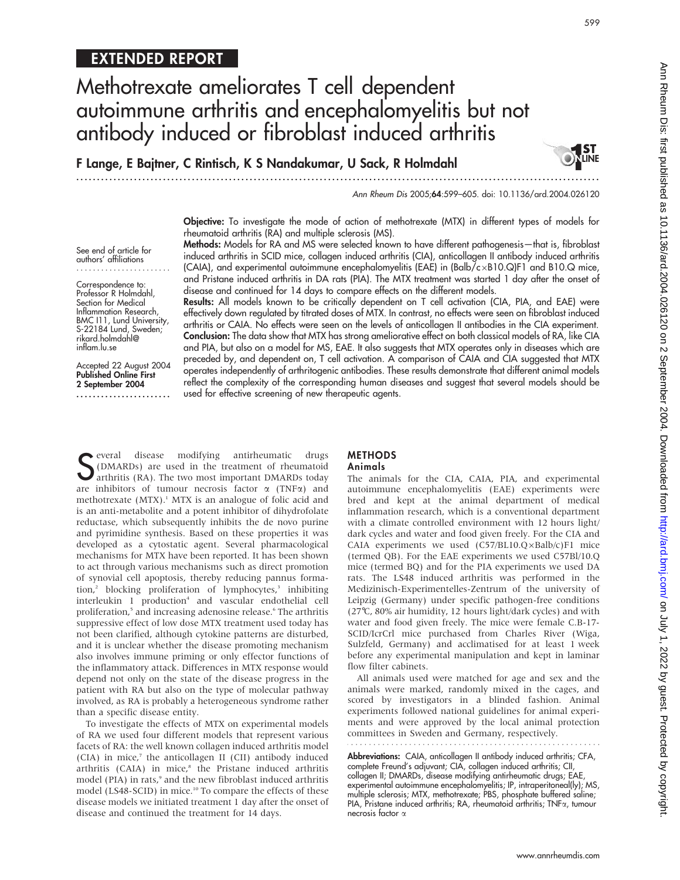EXTENDED REPORT

# Methotrexate ameliorates T cell dependent autoimmune arthritis and encephalomyelitis but not antibody induced or fibroblast induced arthritis

**F Lange, E Bajtner, C Rintisch, K S Nandakumar, U Sack, R Holmdahl**

Ann Rheum Dis 2005;**64**:599–605. doi: 10.1136/ard.2004.026120

See end of article for authors' affiliations

Correspondence to: Professor R Holmdahl, Section for Medical Inflammation Research, BMC I11, Lund University, S-22184 Lund, Sweden; rikard.holmdahl@inflam.lu.se

Accepted 22 August 2004
**Published Online First 2 September 2004**

**Objective:** To investigate the mode of action of methotrexate (MTX) in different types of models for rheumatoid arthritis (RA) and multiple sclerosis (MS).

**Methods:** Models for RA and MS were selected known to have different pathogenesis—that is, fibroblast induced arthritis in SCID mice, collagen induced arthritis (CIA), anticollagen II antibody induced arthritis (CAIA), and experimental autoimmune encephalomyelitis (EAE) in (Balb/c×B10.Q)F1 and B10.Q mice, and Pristane induced arthritis in DA rats (PIA). The MTX treatment was started 1 day after the onset of disease and continued for 14 days to compare effects on the different models.

**Results:** All models known to be critically dependent on T cell activation (CIA, PIA, and EAE) were effectively down regulated by titrated doses of MTX. In contrast, no effects were seen on fibroblast induced arthritis or CAIA. No effects were seen on the levels of anticollagen II antibodies in the CIA experiment.

**Conclusion:** The data show that MTX has strong ameliorative effect on both classical models of RA, like CIA and PIA, but also on a model for MS, EAE. It also suggests that MTX operates only in diseases which are preceded by, and dependent on, T cell activation. A comparison of CAIA and CIA suggested that MTX operates independently of arthritogenic antibodies. These results demonstrate that different animal models reflect the complexity of the corresponding human diseases and suggest that several models should be used for effective screening of new therapeutic agents.

Several disease modifying antirheumatic drugs (DMARDs) are used in the treatment of rheumatoid arthritis (RA). The two most important DMARDs today are inhibitors of tumour necrosis factor α (TNFα) and methotrexate (MTX).[1] MTX is an analogue of folic acid and is an anti-metabolite and a potent inhibitor of dihydrofolate reductase, which subsequently inhibits the de novo purine and pyrimidine synthesis. Based on these properties it was developed as a cytostatic agent. Several pharmacological mechanisms for MTX have been reported. It has been shown to act through various mechanisms such as direct promotion of synovial cell apoptosis, thereby reducing pannus formation,[2] blocking proliferation of lymphocytes,[3] inhibiting interleukin 1 production[4] and vascular endothelial cell proliferation,[5] and increasing adenosine release.[6] The arthritis suppressive effect of low dose MTX treatment used today has not been clarified, although cytokine patterns are disturbed, and it is unclear whether the disease promoting mechanism also involves immune priming or only effector functions of the inflammatory attack. Differences in MTX response would depend not only on the state of the disease progress in the patient with RA but also on the type of molecular pathway involved, as RA is probably a heterogeneous syndrome rather than a specific disease entity.

To investigate the effects of MTX on experimental models of RA we used four different models that represent various facets of RA: the well known collagen induced arthritis model (CIA) in mice,[7] the anticollagen II (CII) antibody induced arthritis (CAIA) in mice,[8] the Pristane induced arthritis model (PIA) in rats,[9] and the new fibroblast induced arthritis model (LS48-SCID) in mice.[10] To compare the effects of these disease models we initiated treatment 1 day after the onset of disease and continued the treatment for 14 days.

## METHODS

### Animals

The animals for the CIA, CAIA, PIA, and experimental autoimmune encephalomyelitis (EAE) experiments were bred and kept at the animal department of medical inflammation research, which is a conventional department with a climate controlled environment with 12 hours light/dark cycles and water and food given freely. For the CIA and CAIA experiments we used (C57/BL10.Q×Balb/c)F1 mice (termed QB). For the EAE experiments we used C57Bl/10.Q mice (termed BQ) and for the PIA experiments we used DA rats. The LS48 induced arthritis was performed in the Medizinisch-Experimentelles-Zentrum of the university of Leipzig (Germany) under specific pathogen-free conditions (27°C, 80% air humidity, 12 hours light/dark cycles) and with water and food given freely. The mice were female C.B-17-SCID/IcrCrl mice purchased from Charles River (Wiga, Sulzfeld, Germany) and acclimatised for at least 1 week before any experimental manipulation and kept in laminar flow filter cabinets.

All animals used were matched for age and sex and the animals were marked, randomly mixed in the cages, and scored by investigators in a blinded fashion. Animal experiments followed national guidelines for animal experiments and were approved by the local animal protection committees in Sweden and Germany, respectively.

**Abbreviations:** CAIA, anticollagen II antibody induced arthritis; CFA, complete Freund's adjuvant; CIA, collagen induced arthritis; CII, collagen II; DMARDs, disease modifying antirheumatic drugs; EAE, experimental autoimmune encephalomyelitis; IP, intraperitoneal(ly); MS, multiple sclerosis; MTX, methotrexate; PBS, phosphate buffered saline; PIA, Pristane induced arthritis; RA, rheumatoid arthritis; TNFα, tumour necrosis factor α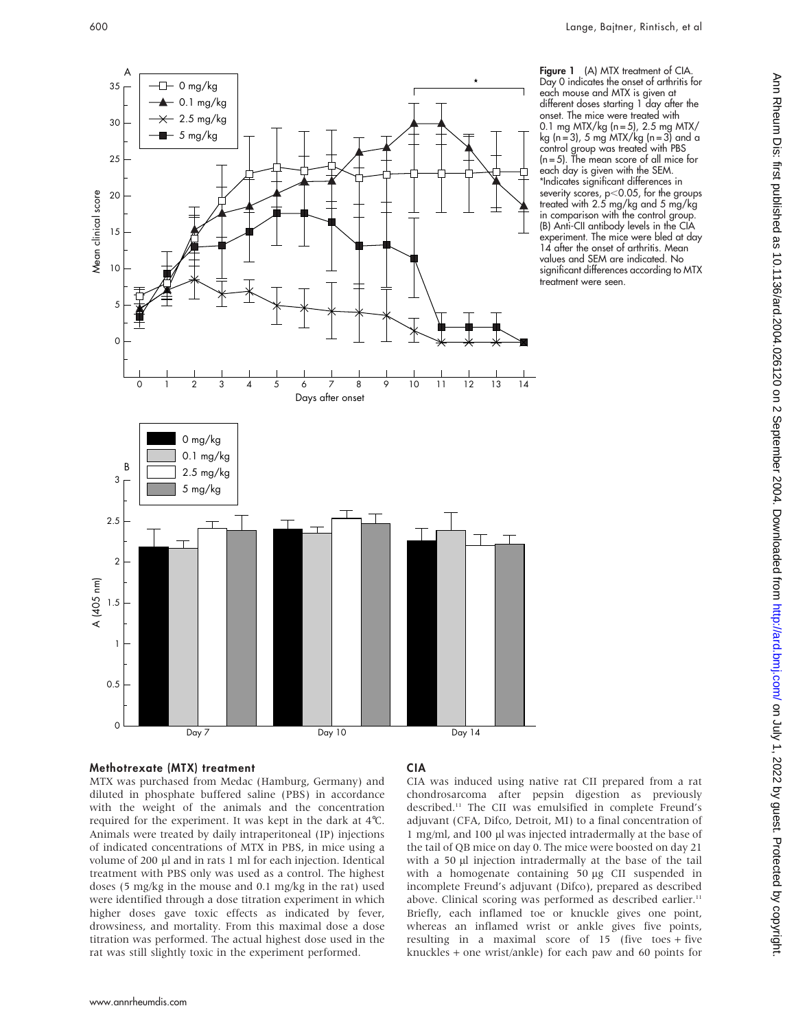**Figure 1** (A) MTX treatment of CIA. Day 0 indicates the onset of arthritis for each mouse and MTX is given at different doses starting 1 day after the onset. The mice were treated with 0.1 mg MTX/kg (n = 5), 2.5 mg MTX/kg (n = 3), 5 mg MTX/kg (n = 3) and a control group was treated with PBS (n = 5). The mean score of all mice for each day is given with the SEM. *Indicates significant differences in severity scores, $p<0.05$, for the groups treated with 2.5 mg/kg and 5 mg/kg in comparison with the control group. (B) Anti-CII antibody levels in the CIA experiment. The mice were bled at day 14 after the onset of arthritis. Mean values and SEM are indicated. No significant differences according to MTX treatment were seen.

### Methotrexate (MTX) treatment

MTX was purchased from Medac (Hamburg, Germany) and diluted in phosphate buffered saline (PBS) in accordance with the weight of the animals and the concentration required for the experiment. It was kept in the dark at 4°C. Animals were treated by daily intraperitoneal (IP) injections of indicated concentrations of MTX in PBS, in mice using a volume of 200 µl and in rats 1 ml for each injection. Identical treatment with PBS only was used as a control. The highest doses (5 mg/kg in the mouse and 0.1 mg/kg in the rat) used were identified through a dose titration experiment in which higher doses gave toxic effects as indicated by fever, drowsiness, and mortality. From this maximal dose a dose titration was performed. The actual highest dose used in the rat was still slightly toxic in the experiment performed.

### CIA

CIA was induced using native rat CII prepared from a rat chondrosarcoma after pepsin digestion as previously described.[11] The CII was emulsified in complete Freund's adjuvant (CFA, Difco, Detroit, MI) to a final concentration of 1 mg/ml, and 100 µl was injected intradermally at the base of the tail of QB mice on day 0. The mice were boosted on day 21 with a 50 µl injection intradermally at the base of the tail with a homogenate containing 50 µg CII suspended in incomplete Freund's adjuvant (Difco), prepared as described above. Clinical scoring was performed as described earlier.[11] Briefly, each inflamed toe or knuckle gives one point, whereas an inflamed wrist or ankle gives five points, resulting in a maximal score of 15 (five toes + five knuckles + one wrist/ankle) for each paw and 60 points for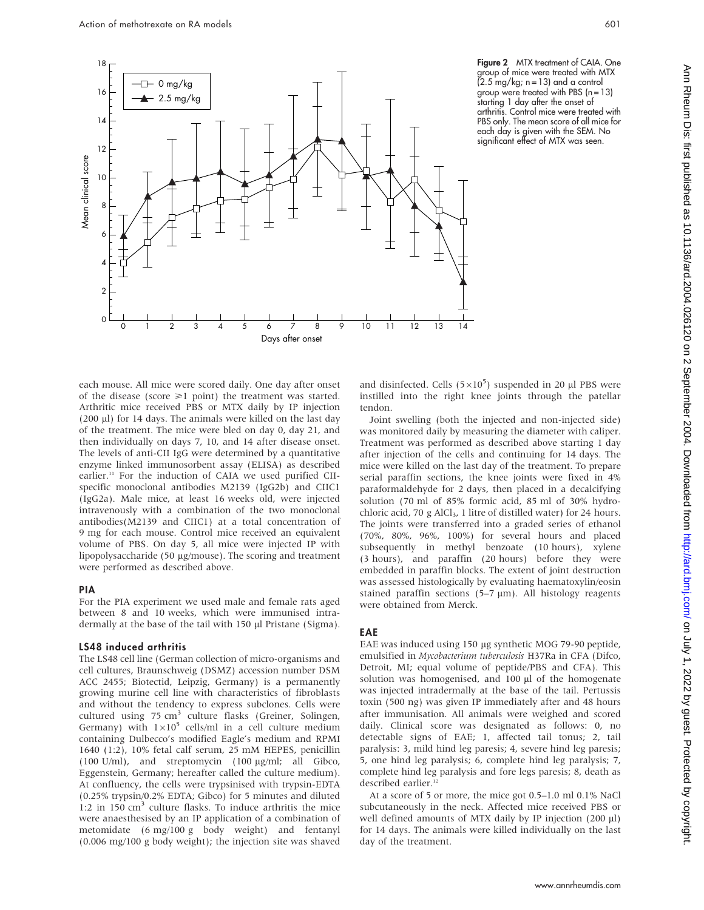Figure 2 MTX treatment of CAIA. One group of mice were treated with MTX (2.5 mg/kg; n = 13) and a control group were treated with PBS (n = 13) starting 1 day after the onset of arthritis. Control mice were treated with PBS only. The mean score of all mice for each day is given with the SEM. No significant effect of MTX was seen.

each mouse. All mice were scored daily. One day after onset of the disease (score ≥1 point) the treatment was started. Arthritic mice received PBS or MTX daily by IP injection (200 µl) for 14 days. The animals were killed on the last day of the treatment. The mice were bled on day 0, day 21, and then individually on days 7, 10, and 14 after disease onset. The levels of anti-CII IgG were determined by a quantitative enzyme linked immunosorbent assay (ELISA) as described earlier.[11] For the induction of CAIA we used purified CII-specific monoclonal antibodies M2139 (IgG2b) and CIIC1 (IgG2a). Male mice, at least 16 weeks old, were injected intravenously with a combination of the two monoclonal antibodies(M2139 and CIIC1) at a total concentration of 9 mg for each mouse. Control mice received an equivalent volume of PBS. On day 5, all mice were injected IP with lipopolysaccharide (50 µg/mouse). The scoring and treatment were performed as described above.

### PIA

For the PIA experiment we used male and female rats aged between 8 and 10 weeks, which were immunised intradermally at the base of the tail with 150 µl Pristane (Sigma).

### LS48 induced arthritis

The LS48 cell line (German collection of micro-organisms and cell cultures, Braunschweig (DSMZ) accession number DSM ACC 2455; Biotectid, Leipzig, Germany) is a permanently growing murine cell line with characteristics of fibroblasts and without the tendency to express subclones. Cells were cultured using 75 $cm^3$ culture flasks (Greiner, Solingen, Germany) with $1\times10^5$ cells/ml in a cell culture medium containing Dulbecco's modified Eagle's medium and RPMI 1640 (1:2), 10% fetal calf serum, 25 mM HEPES, penicillin (100 U/ml), and streptomycin (100 µg/ml; all Gibco, Eggenstein, Germany; hereafter called the culture medium). At confluency, the cells were trypsinised with trypsin-EDTA (0.25% trypsin/0.2% EDTA; Gibco) for 5 minutes and diluted 1:2 in 150 $cm^3$ culture flasks. To induce arthritis the mice were anaesthesised by an IP application of a combination of metomidate (6 mg/100 g body weight) and fentanyl (0.006 mg/100 g body weight); the injection site was shaved and disinfected. Cells ($5\times10^5$) suspended in 20 µl PBS were instilled into the right knee joints through the patellar tendon.

Joint swelling (both the injected and non-injected side) was monitored daily by measuring the diameter with caliper. Treatment was performed as described above starting 1 day after injection of the cells and continuing for 14 days. The mice were killed on the last day of the treatment. To prepare serial paraffin sections, the knee joints were fixed in 4% paraformaldehyde for 2 days, then placed in a decalcifying solution (70 ml of 85% formic acid, 85 ml of 30% hydrochloric acid, 70 g $AlCl_3$, 1 litre of distilled water) for 24 hours. The joints were transferred into a graded series of ethanol (70%, 80%, 96%, 100%) for several hours and placed subsequently in methyl benzoate (10 hours), xylene (3 hours), and paraffin (20 hours) before they were embedded in paraffin blocks. The extent of joint destruction was assessed histologically by evaluating haematoxylin/eosin stained paraffin sections (5–7 µm). All histology reagents were obtained from Merck.

### EAE

EAE was induced using 150 µg synthetic MOG 79-90 peptide, emulsified in *Mycobacterium tuberculosis* H37Ra in CFA (Difco, Detroit, MI; equal volume of peptide/PBS and CFA). This solution was homogenised, and 100 µl of the homogenate was injected intradermally at the base of the tail. Pertussis toxin (500 ng) was given IP immediately after and 48 hours after immunisation. All animals were weighed and scored daily. Clinical score was designated as follows: 0, no detectable signs of EAE; 1, affected tail tonus; 2, tail paralysis: 3, mild hind leg paresis; 4, severe hind leg paresis; 5, one hind leg paralysis; 6, complete hind leg paralysis; 7, complete hind leg paralysis and fore legs paresis; 8, death as described earlier.[12]

At a score of 5 or more, the mice got 0.5–1.0 ml 0.1% NaCl subcutaneously in the neck. Affected mice received PBS or well defined amounts of MTX daily by IP injection (200 µl) for 14 days. The animals were killed individually on the last day of the treatment.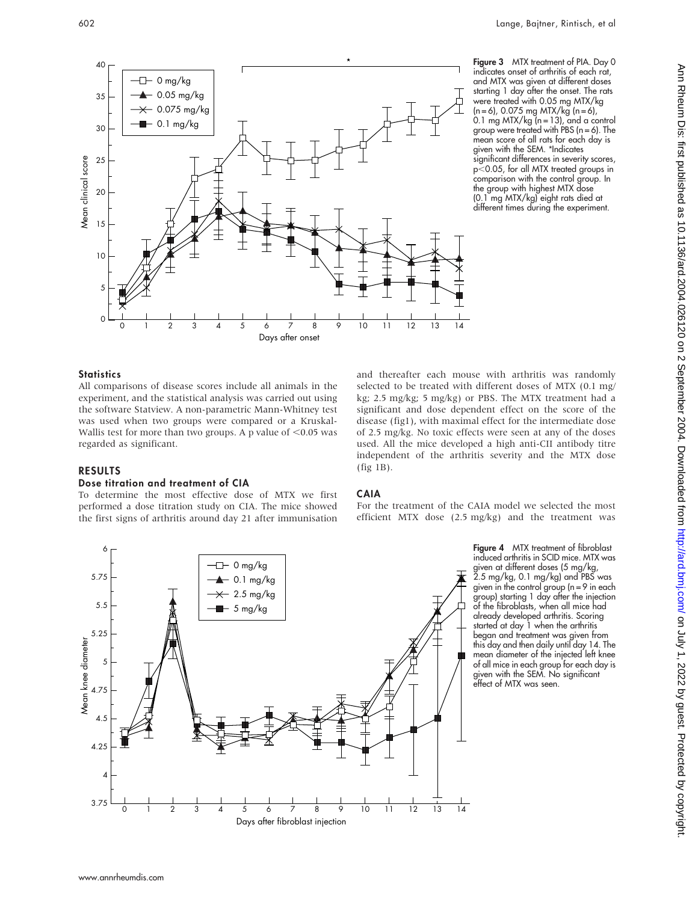Figure 3 MTX treatment of PIA. Day 0 indicates onset of arthritis of each rat, and MTX was given at different doses starting 1 day after the onset. The rats were treated with 0.05 mg MTX/kg (n = 6), 0.075 mg MTX/kg (n = 6), 0.1 mg MTX/kg (n = 13), and a control group were treated with PBS (n = 6). The mean score of all rats for each day is given with the SEM. *Indicates significant differences in severity scores, $p<0.05$, for all MTX treated groups in comparison with the control group. In the group with highest MTX dose (0.1 mg MTX/kg) eight rats died at different times during the experiment.

### Statistics

All comparisons of disease scores include all animals in the experiment, and the statistical analysis was carried out using the software Statview. A non-parametric Mann-Whitney test was used when two groups were compared or a Kruskal-Wallis test for more than two groups. A p value of $<0.05$ was regarded as significant.

## RESULTS

### Dose titration and treatment of CIA

To determine the most effective dose of MTX we first performed a dose titration study on CIA. The mice showed the first signs of arthritis around day 21 after immunisation and thereafter each mouse with arthritis was randomly selected to be treated with different doses of MTX (0.1 mg/kg; 2.5 mg/kg; 5 mg/kg) or PBS. The MTX treatment had a significant and dose dependent effect on the score of the disease (fig1), with maximal effect for the intermediate dose of 2.5 mg/kg. No toxic effects were seen at any of the doses used. All the mice developed a high anti-CII antibody titre independent of the arthritis severity and the MTX dose (fig 1B).

### CAIA

For the treatment of the CAIA model we selected the most efficient MTX dose (2.5 mg/kg) and the treatment was

Figure 4 MTX treatment of fibroblast induced arthritis in SCID mice. MTX was given at different doses (5 mg/kg, 2.5 mg/kg, 0.1 mg/kg) and PBS was given in the control group (n = 9 in each group) starting 1 day after the injection of the fibroblasts, when all mice had already developed arthritis. Scoring started at day 1 when the arthritis began and treatment was given from this day and then daily until day 14. The mean diameter of the injected left knee of all mice in each group for each day is given with the SEM. No significant effect of MTX was seen.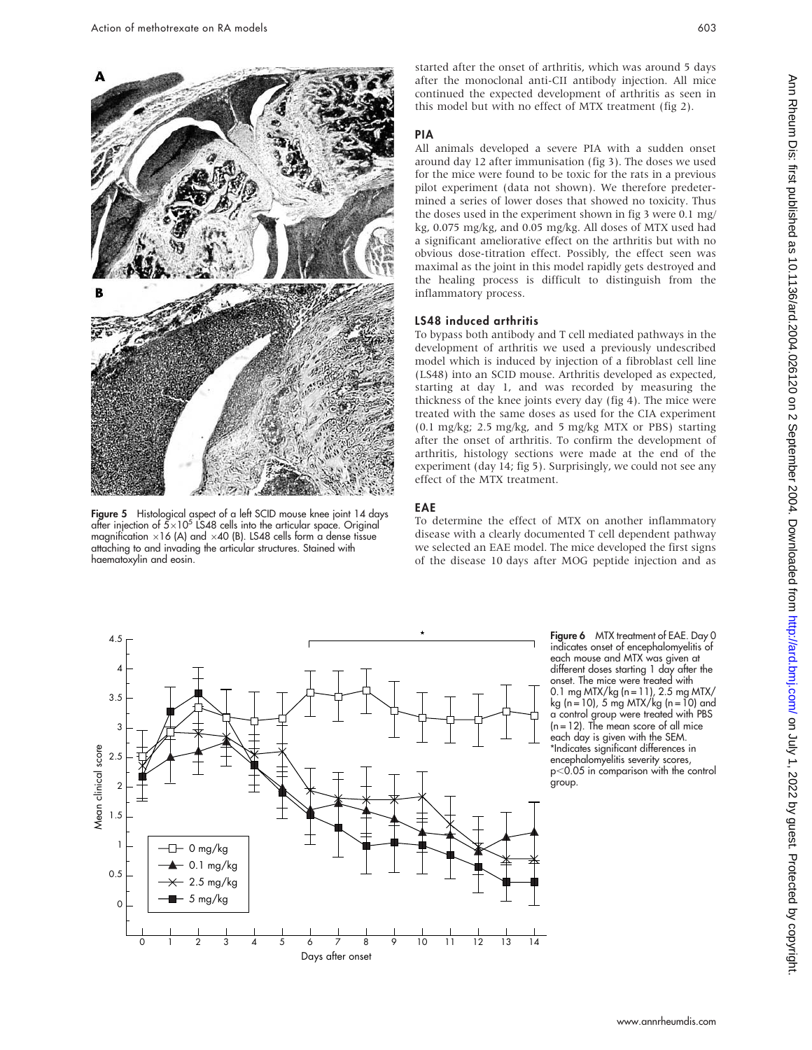started after the onset of arthritis, which was around 5 days after the monoclonal anti-CII antibody injection. All mice continued the expected development of arthritis as seen in this model but with no effect of MTX treatment (fig 2).

### PIA

All animals developed a severe PIA with a sudden onset around day 12 after immunisation (fig 3). The doses we used for the mice were found to be toxic for the rats in a previous pilot experiment (data not shown). We therefore predetermined a series of lower doses that showed no toxicity. Thus the doses used in the experiment shown in fig 3 were 0.1 mg/kg, 0.075 mg/kg, and 0.05 mg/kg. All doses of MTX used had a significant ameliorative effect on the arthritis but with no obvious dose-titration effect. Possibly, the effect seen was maximal as the joint in this model rapidly gets destroyed and the healing process is difficult to distinguish from the inflammatory process.

### LS48 induced arthritis

To bypass both antibody and T cell mediated pathways in the development of arthritis we used a previously undescribed model which is induced by injection of a fibroblast cell line (LS48) into an SCID mouse. Arthritis developed as expected, starting at day 1, and was recorded by measuring the thickness of the knee joints every day (fig 4). The mice were treated with the same doses as used for the CIA experiment (0.1 mg/kg; 2.5 mg/kg, and 5 mg/kg MTX or PBS) starting after the onset of arthritis. To confirm the development of arthritis, histology sections were made at the end of the experiment (day 14; fig 5). Surprisingly, we could not see any effect of the MTX treatment.

### EAE

To determine the effect of MTX on another inflammatory disease with a clearly documented T cell dependent pathway we selected an EAE model. The mice developed the first signs of the disease 10 days after MOG peptide injection and as

**Figure 5** Histological aspect of a left SCID mouse knee joint 14 days after injection of $5\times10^5$ LS48 cells into the articular space. Original magnification ×16 (A) and ×40 (B). LS48 cells form a dense tissue attaching to and invading the articular structures. Stained with haematoxylin and eosin.

**Figure 6** MTX treatment of EAE. Day 0 indicates onset of encephalomyelitis of each mouse and MTX was given at different doses starting 1 day after the onset. The mice were treated with 0.1 mg MTX/kg (n = 11), 2.5 mg MTX/kg (n = 10), 5 mg MTX/kg (n = 10) and a control group were treated with PBS (n = 12). The mean score of all mice each day is given with the SEM. *Indicates significant differences in encephalomyelitis severity scores, $p<0.05$ in comparison with the control group.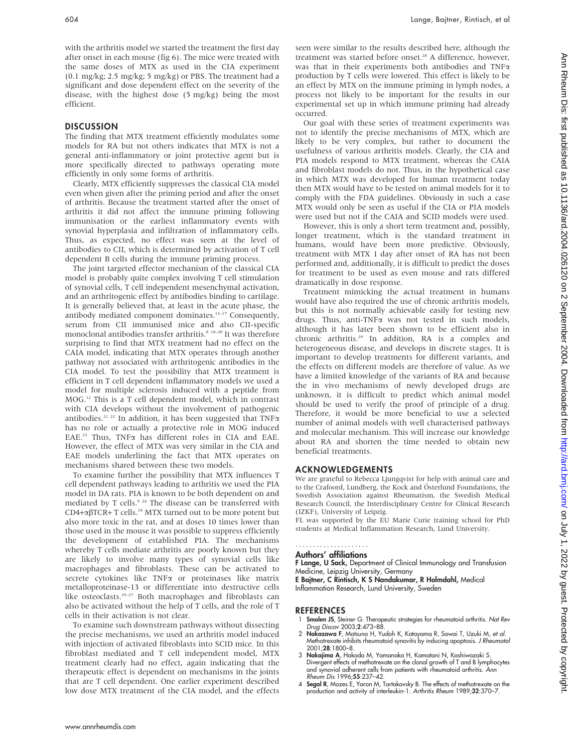with the arthritis model we started the treatment the first day after onset in each mouse (fig 6). The mice were treated with the same doses of MTX as used in the CIA experiment (0.1 mg/kg; 2.5 mg/kg; 5 mg/kg) or PBS. The treatment had a significant and dose dependent effect on the severity of the disease, with the highest dose (5 mg/kg) being the most efficient.

## DISCUSSION

The finding that MTX treatment efficiently modulates some models for RA but not others indicates that MTX is not a general anti-inflammatory or joint protective agent but is more specifically directed to pathways operating more efficiently in only some forms of arthritis.

Clearly, MTX efficiently suppresses the classical CIA model even when given after the priming period and after the onset of arthritis. Because the treatment started after the onset of arthritis it did not affect the immune priming following immunisation or the earliest inflammatory events with synovial hyperplasia and infiltration of inflammatory cells. Thus, as expected, no effect was seen at the level of antibodies to CII, which is determined by activation of T cell dependent B cells during the immune priming process.

The joint targeted effector mechanism of the classical CIA model is probably quite complex involving T cell stimulation of synovial cells, T cell independent mesenchymal activation, and an arthritogenic effect by antibodies binding to cartilage. It is generally believed that, at least in the acute phase, the antibody mediated component dominates.[13–17] Consequently, serum from CII immunised mice and also CII-specific monoclonal antibodies transfer arthritis.[8 18–20] It was therefore surprising to find that MTX treatment had no effect on the CAIA model, indicating that MTX operates through another pathway not associated with arthritogenic antibodies in the CIA model. To test the possibility that MTX treatment is efficient in T cell dependent inflammatory models we used a model for multiple sclerosis induced with a peptide from MOG.[12] This is a T cell dependent model, which in contrast with CIA develops without the involvement of pathogenic antibodies.[21 22] In addition, it has been suggested that TNFα has no role or actually a protective role in MOG induced EAE.[23] Thus, TNFα has different roles in CIA and EAE. However, the effect of MTX was very similar in the CIA and EAE models underlining the fact that MTX operates on mechanisms shared between these two models.

To examine further the possibility that MTX influences T cell dependent pathways leading to arthritis we used the PIA model in DA rats. PIA is known to be both dependent on and mediated by T cells.[9 24] The disease can be transferred with CD4+αβTCR+ T cells.[24] MTX turned out to be more potent but also more toxic in the rat, and at doses 10 times lower than those used in the mouse it was possible to suppress efficiently the development of established PIA. The mechanisms whereby T cells mediate arthritis are poorly known but they are likely to involve many types of synovial cells like macrophages and fibroblasts. These can be activated to secrete cytokines like TNFα or proteinases like matrix metalloproteinase-13 or differentiate into destructive cells like osteoclasts.[25–27] Both macrophages and fibroblasts can also be activated without the help of T cells, and the role of T cells in their activation is not clear.

To examine such downstream pathways without dissecting the precise mechanisms, we used an arthritis model induced with injection of activated fibroblasts into SCID mice. In this fibroblast mediated and T cell independent model, MTX treatment clearly had no effect, again indicating that the therapeutic effect is dependent on mechanisms in the joints that are T cell dependent. One earlier experiment described low dose MTX treatment of the CIA model, and the effects seen were similar to the results described here, although the treatment was started before onset.[28] A difference, however, was that in their experiments both antibodies and TNFα production by T cells were lowered. This effect is likely to be an effect by MTX on the immune priming in lymph nodes, a process not likely to be important for the results in our experimental set up in which immune priming had already occurred.

Our goal with these series of treatment experiments was not to identify the precise mechanisms of MTX, which are likely to be very complex, but rather to document the usefulness of various arthritis models. Clearly, the CIA and PIA models respond to MTX treatment, whereas the CAIA and fibroblast models do not. Thus, in the hypothetical case in which MTX was developed for human treatment today then MTX would have to be tested on animal models for it to comply with the FDA guidelines. Obviously in such a case MTX would only be seen as useful if the CIA or PIA models were used but not if the CAIA and SCID models were used.

However, this is only a short term treatment and, possibly, longer treatment, which is the standard treatment in humans, would have been more predictive. Obviously, treatment with MTX 1 day after onset of RA has not been performed and, additionally, it is difficult to predict the doses for treatment to be used as even mouse and rats differed dramatically in dose response.

Treatment mimicking the actual treatment in humans would have also required the use of chronic arthritis models, but this is not normally achievable easily for testing new drugs. Thus, anti-TNFα was not tested in such models, although it has later been shown to be efficient also in chronic arthritis.[29] In addition, RA is a complex and heterogeneous disease, and develops in discrete stages. It is important to develop treatments for different variants, and the effects on different models are therefore of value. As we have a limited knowledge of the variants of RA and because the in vivo mechanisms of newly developed drugs are unknown, it is difficult to predict which animal model should be used to verify the proof of principle of a drug. Therefore, it would be more beneficial to use a selected number of animal models with well characterised pathways and molecular mechanism. This will increase our knowledge about RA and shorten the time needed to obtain new beneficial treatments.

## ACKNOWLEDGEMENTS

We are grateful to Rebecca Ljungqvist for help with animal care and to the Crafoord, Lundberg, the Kock and Österlund Foundations, the Swedish Association against Rheumatism, the Swedish Medical Research Council, the Interdisciplinary Centre for Clinical Research (IZKF), University of Leipzig.

FL was supported by the EU Marie Curie training school for PhD students at Medical Inflammation Research, Lund University.

### Authors' affiliations

**F Lange, U Sack,** Department of Clinical Immunology and Transfusion Medicine, Leipzig University, Germany
**E Bajtner, C Rintisch, K S Nandakumar, R Holmdahl,** Medical Inflammation Research, Lund University, Sweden

## REFERENCES

1. **Smolen JS**, Steiner G. Therapeutic strategies for rheumatoid arthritis. *Nat Rev Drug Discov* 2003;**2**:473–88.
2. **Nakazawa F**, Matsuno H, Yudoh K, Katayama R, Sawai T, Uzuki M, *et al.* Methotrexate inhibits rheumatoid synovitis by inducing apoptosis. *J Rheumatol* 2001;**28**:1800–8.
3. **Nakajima A**, Hakoda M, Yamanaka H, Kamatani N, Kashiwazaki S. Divergent effects of methotrexate on the clonal growth of T and B lymphocytes and synovial adherent cells from patients with rheumatoid arthritis. *Ann Rheum Dis* 1996;**55**:237–42.
4. **Segal R**, Mozes E, Yaron M, Tartakovsky B. The effects of methotrexate on the production and activity of interleukin-1. *Arthritis Rheum* 1989;**32**:370–7.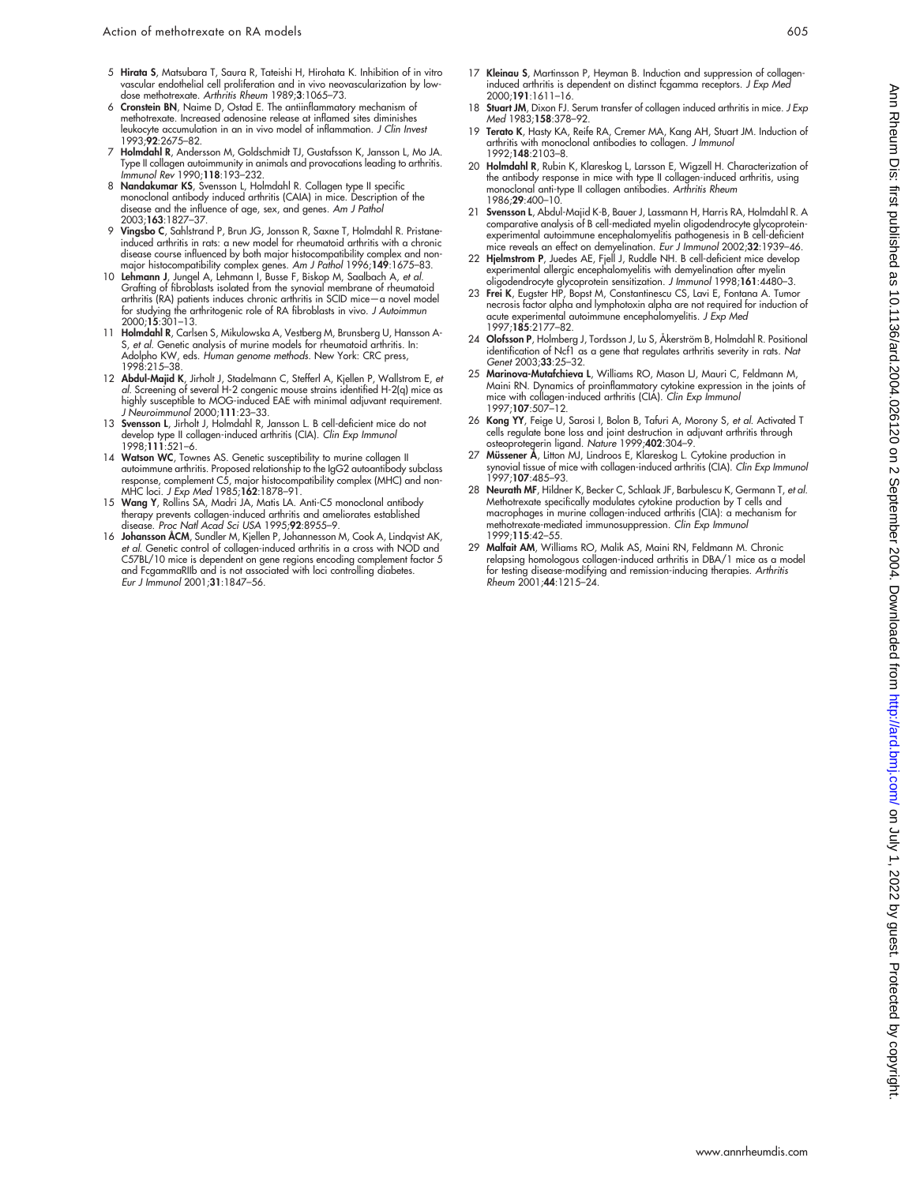5 **Hirata S**, Matsubara T, Saura R, Tateishi H, Hirohata K. Inhibition of in vitro vascular endothelial cell proliferation and in vivo neovascularization by low-dose methotrexate. *Arthritis Rheum* 1989;**3**:1065–73.

6 **Cronstein BN**, Naime D, Ostad E. The antiinflammatory mechanism of methotrexate. Increased adenosine release at inflamed sites diminishes leukocyte accumulation in an in vivo model of inflammation. *J Clin Invest* 1993;**92**:2675–82.

7 **Holmdahl R**, Andersson M, Goldschmidt TJ, Gustafsson K, Jansson L, Mo JA. Type II collagen autoimmunity in animals and provocations leading to arthritis. *Immunol Rev* 1990;**118**:193–232.

8 **Nandakumar KS**, Svensson L, Holmdahl R. Collagen type II specific monoclonal antibody induced arthritis (CAIA) in mice. Description of the disease and the influence of age, sex, and genes. *Am J Pathol* 2003;**163**:1827–37.

9 **Vingsbo C**, Sahlstrand P, Brun JG, Jonsson R, Saxne T, Holmdahl R. Pristane-induced arthritis in rats: a new model for rheumatoid arthritis with a chronic disease course influenced by both major histocompatibility complex and non-major histocompatibility complex genes. *Am J Pathol* 1996;**149**:1675–83.

10 **Lehmann J**, Jungel A, Lehmann I, Busse F, Biskop M, Saalbach A, *et al*. Grafting of fibroblasts isolated from the synovial membrane of rheumatoid arthritis (RA) patients induces chronic arthritis in SCID mice—a novel model for studying the arthritogenic role of RA fibroblasts in vivo. *J Autoimmun* 2000;**15**:301–13.

11 **Holmdahl R**, Carlsen S, Mikulowska A, Vestberg M, Brunsberg U, Hansson A-S, *et al*. Genetic analysis of murine models for rheumatoid arthritis. In: Adolpho KW, eds. *Human genome methods*. New York: CRC press, 1998:215–38.

12 **Abdul-Majid K**, Jirholt J, Stadelmann C, Stefferl A, Kjellen P, Wallstrom E, *et al*. Screening of several H-2 congenic mouse strains identified H-2(q) mice as highly susceptible to MOG-induced EAE with minimal adjuvant requirement. *J Neuroimmunol* 2000;**111**:23–33.

13 **Svensson L**, Jirholt J, Holmdahl R, Jansson L. B cell-deficient mice do not develop type II collagen-induced arthritis (CIA). *Clin Exp Immunol* 1998;**111**:521–6.

14 **Watson WC**, Townes AS. Genetic susceptibility to murine collagen II autoimmune arthritis. Proposed relationship to the IgG2 autoantibody subclass response, complement C5, major histocompatibility complex (MHC) and non-MHC loci. *J Exp Med* 1985;**162**:1878–91.

15 **Wang Y**, Rollins SA, Madri JA, Matis LA. Anti-C5 monoclonal antibody therapy prevents collagen-induced arthritis and ameliorates established disease. *Proc Natl Acad Sci USA* 1995;**92**:8955–9.

16 **Johansson ÅCM**, Sundler M, Kjellen P, Johannesson M, Cook A, Lindqvist AK, *et al*. Genetic control of collagen-induced arthritis in a cross with NOD and C57BL/10 mice is dependent on gene regions encoding complement factor 5 and FcgammaRIIb and is not associated with loci controlling diabetes. *Eur J Immunol* 2001;**31**:1847–56.

17 **Kleinau S**, Martinsson P, Heyman B. Induction and suppression of collagen-induced arthritis is dependent on distinct fcgamma receptors. *J Exp Med* 2000;**191**:1611–16.

18 **Stuart JM**, Dixon FJ. Serum transfer of collagen induced arthritis in mice. *J Exp Med* 1983;**158**:378–92.

19 **Terato K**, Hasty KA, Reife RA, Cremer MA, Kang AH, Stuart JM. Induction of arthritis with monoclonal antibodies to collagen. *J Immunol* 1992;**148**:2103–8.

20 **Holmdahl R**, Rubin K, Klareskog L, Larsson E, Wigzell H. Characterization of the antibody response in mice with type II collagen-induced arthritis, using monoclonal anti-type II collagen antibodies. *Arthritis Rheum* 1986;**29**:400–10.

21 **Svensson L**, Abdul-Majid K-B, Bauer J, Lassmann H, Harris RA, Holmdahl R. A comparative analysis of B cell-mediated myelin oligodendrocyte glycoprotein-experimental autoimmune encephalomyelitis pathogenesis in B cell-deficient mice reveals an effect on demyelination. *Eur J Immunol* 2002;**32**:1939–46.

22 **Hjelmstrom P**, Juedes AE, Fjell J, Ruddle NH. B cell-deficient mice develop experimental allergic encephalomyelitis with demyelination after myelin oligodendrocyte glycoprotein sensitization. *J Immunol* 1998;**161**:4480–3.

23 **Frei K**, Eugster HP, Bopst M, Constantinescu CS, Lavi E, Fontana A. Tumor necrosis factor alpha and lymphotoxin alpha are not required for induction of acute experimental autoimmune encephalomyelitis. *J Exp Med* 1997;**185**:2177–82.

24 **Olofsson P**, Holmberg J, Tordsson J, Lu S, Åkerström B, Holmdahl R. Positional identification of Ncf1 as a gene that regulates arthritis severity in rats. *Nat Genet* 2003;**33**:25–32.

25 **Marinova-Mutafchieva L**, Williams RO, Mason LJ, Mauri C, Feldmann M, Maini RN. Dynamics of proinflammatory cytokine expression in the joints of mice with collagen-induced arthritis (CIA). *Clin Exp Immunol* 1997;**107**:507–12.

26 **Kong YY**, Feige U, Sarosi I, Bolon B, Tafuri A, Morony S, *et al*. Activated T cells regulate bone loss and joint destruction in adjuvant arthritis through osteoprotegerin ligand. *Nature* 1999;**402**:304–9.

27 **Müssener Å**, Litton MJ, Lindroos E, Klareskog L. Cytokine production in synovial tissue of mice with collagen-induced arthritis (CIA). *Clin Exp Immunol* 1997;**107**:485–93.

28 **Neurath MF**, Hildner K, Becker C, Schlaak JF, Barbulescu K, Germann T, *et al*. Methotrexate specifically modulates cytokine production by T cells and macrophages in murine collagen-induced arthritis (CIA): a mechanism for methotrexate-mediated immunosuppression. *Clin Exp Immunol* 1999;**115**:42–55.

29 **Malfait AM**, Williams RO, Malik AS, Maini RN, Feldmann M. Chronic relapsing homologous collagen-induced arthritis in DBA/1 mice as a model for testing disease-modifying and remission-inducing therapies. *Arthritis Rheum* 2001;**44**:1215–24.